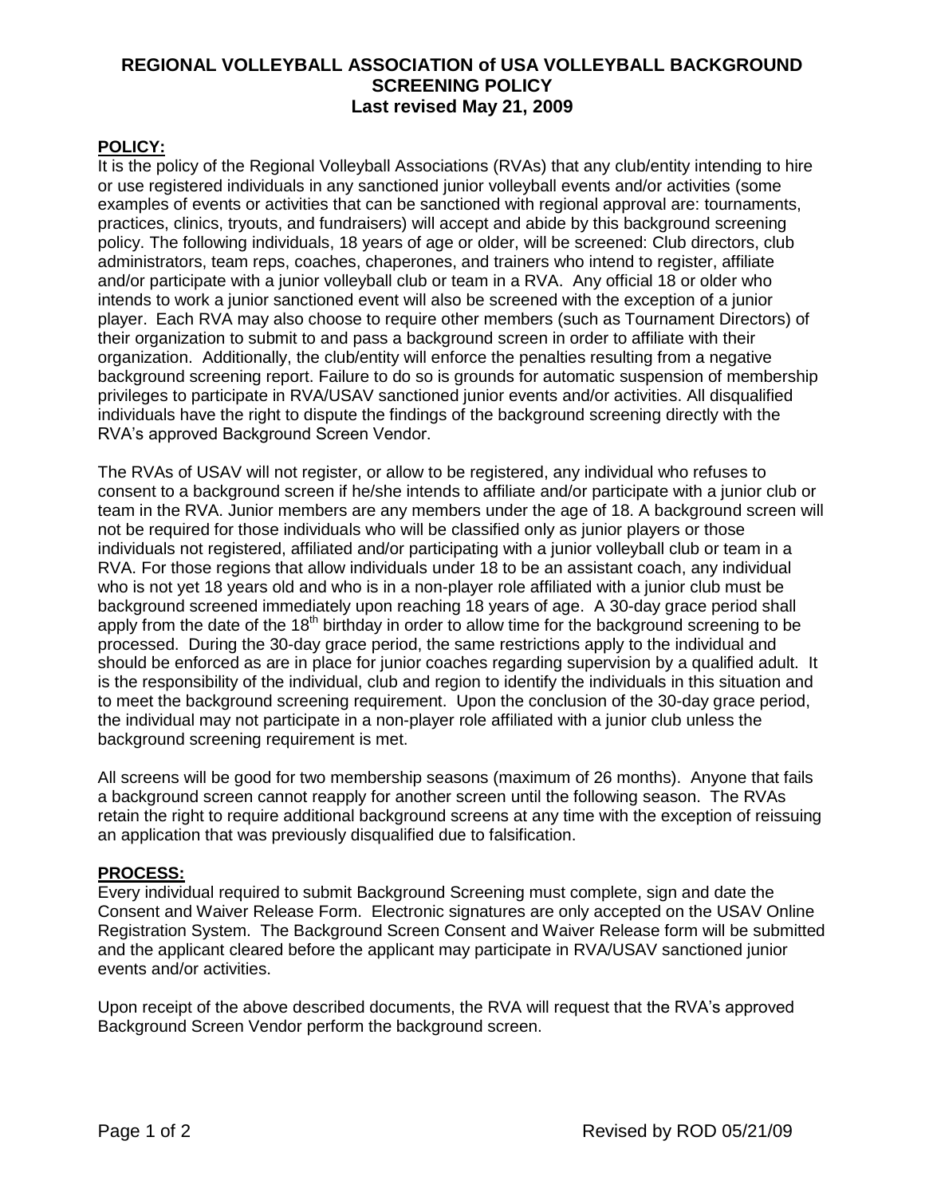# REGIONAL VOLLEYBALL ASSOCIATION of USA VOLLEYBALL BACKGROUND SCREENING POLICY

**Last revised May 21, 2009**

## POLICY:

It is the policy of the Regional Volleyball Associations (RVAs) that any club/entity intending to hire or use registered individuals in any sanctioned junior volleyball events and/or activities (some examples of events or activities that can be sanctioned with regional approval are: tournaments, practices, clinics, tryouts, and fundraisers) will accept and abide by this background screening policy. The following individuals, 18 years of age or older, will be screened: Club directors, club administrators, team reps, coaches, chaperones, and trainers who intend to register, affiliate and/or participate with a junior volleyball club or team in a RVA. Any official 18 or older who intends to work a junior sanctioned event will also be screened with the exception of a junior player. Each RVA may also choose to require other members (such as Tournament Directors) of their organization to submit to and pass a background screen in order to affiliate with their organization. Additionally, the club/entity will enforce the penalties resulting from a negative background screening report. Failure to do so is grounds for automatic suspension of membership privileges to participate in RVA/USAV sanctioned junior events and/or activities. All disqualified individuals have the right to dispute the findings of the background screening directly with the RVA's approved Background Screen Vendor.

The RVAs of USAV will not register, or allow to be registered, any individual who refuses to consent to a background screen if he/she intends to affiliate and/or participate with a junior club or team in the RVA. Junior members are any members under the age of 18. A background screen will not be required for those individuals who will be classified only as junior players or those individuals not registered, affiliated and/or participating with a junior volleyball club or team in a RVA. For those regions that allow individuals under 18 to be an assistant coach, any individual who is not yet 18 years old and who is in a non-player role affiliated with a junior club must be background screened immediately upon reaching 18 years of age. A 30-day grace period shall apply from the date of the 18th birthday in order to allow time for the background screening to be processed. During the 30-day grace period, the same restrictions apply to the individual and should be enforced as are in place for junior coaches regarding supervision by a qualified adult. It is the responsibility of the individual, club and region to identify the individuals in this situation and to meet the background screening requirement. Upon the conclusion of the 30-day grace period, the individual may not participate in a non-player role affiliated with a junior club unless the background screening requirement is met.

All screens will be good for two membership seasons (maximum of 26 months). Anyone that fails a background screen cannot reapply for another screen until the following season. The RVAs retain the right to require additional background screens at any time with the exception of reissuing an application that was previously disqualified due to falsification.

## PROCESS:

Every individual required to submit Background Screening must complete, sign and date the Consent and Waiver Release Form. Electronic signatures are only accepted on the USAV Online Registration System. The Background Screen Consent and Waiver Release form will be submitted and the applicant cleared before the applicant may participate in RVA/USAV sanctioned junior events and/or activities.

Upon receipt of the above described documents, the RVA will request that the RVA's approved Background Screen Vendor perform the background screen.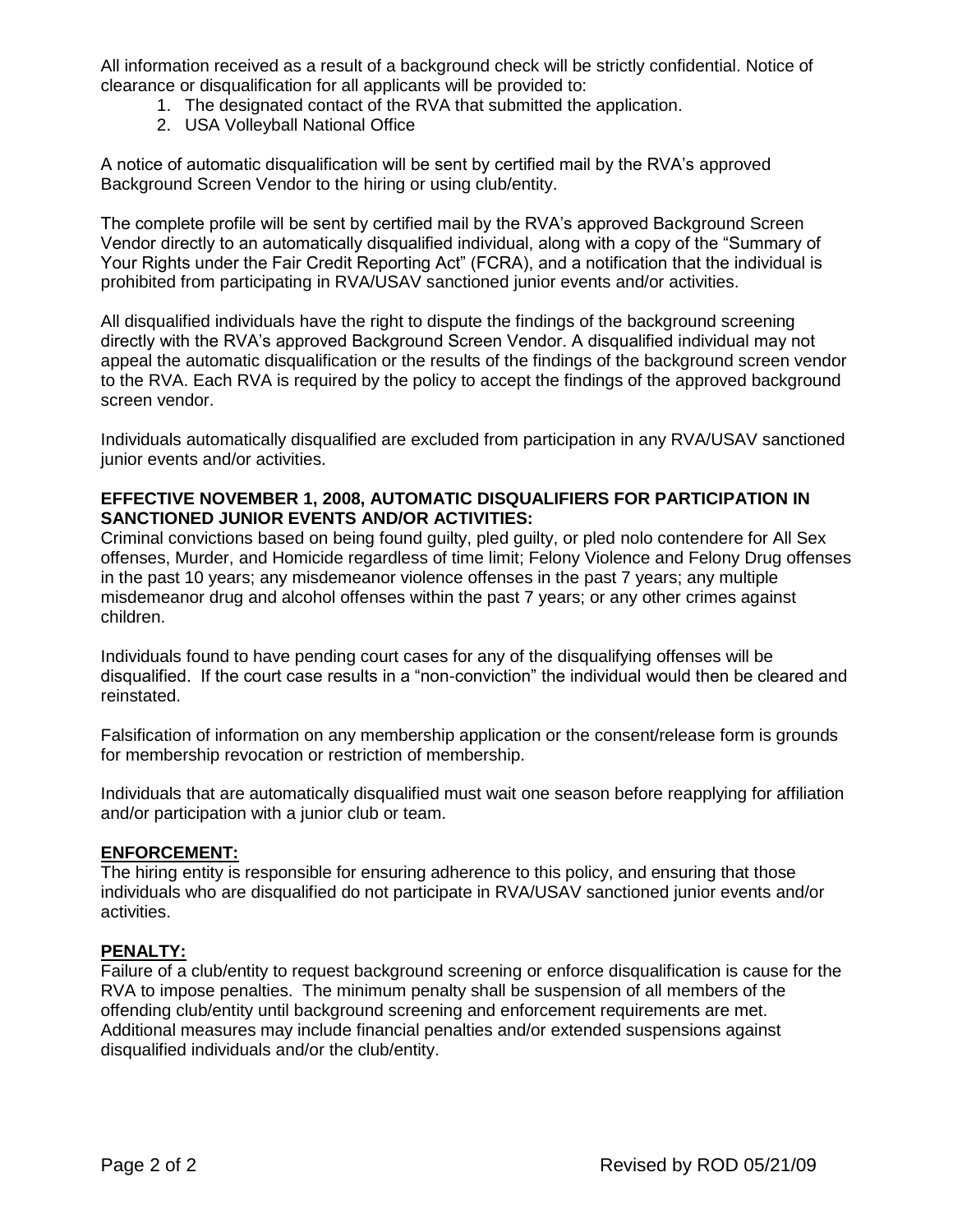All information received as a result of a background check will be strictly confidential. Notice of clearance or disqualification for all applicants will be provided to:

1. The designated contact of the RVA that submitted the application.
2. USA Volleyball National Office

A notice of automatic disqualification will be sent by certified mail by the RVA's approved Background Screen Vendor to the hiring or using club/entity.

The complete profile will be sent by certified mail by the RVA's approved Background Screen Vendor directly to an automatically disqualified individual, along with a copy of the "Summary of Your Rights under the Fair Credit Reporting Act" (FCRA), and a notification that the individual is prohibited from participating in RVA/USAV sanctioned junior events and/or activities.

All disqualified individuals have the right to dispute the findings of the background screening directly with the RVA's approved Background Screen Vendor. A disqualified individual may not appeal the automatic disqualification or the results of the findings of the background screen vendor to the RVA. Each RVA is required by the policy to accept the findings of the approved background screen vendor.

Individuals automatically disqualified are excluded from participation in any RVA/USAV sanctioned junior events and/or activities.

**EFFECTIVE NOVEMBER 1, 2008, AUTOMATIC DISQUALIFIERS FOR PARTICIPATION IN SANCTIONED JUNIOR EVENTS AND/OR ACTIVITIES:**

Criminal convictions based on being found guilty, pled guilty, or pled nolo contendere for All Sex offenses, Murder, and Homicide regardless of time limit; Felony Violence and Felony Drug offenses in the past 10 years; any misdemeanor violence offenses in the past 7 years; any multiple misdemeanor drug and alcohol offenses within the past 7 years; or any other crimes against children.

Individuals found to have pending court cases for any of the disqualifying offenses will be disqualified. If the court case results in a "non-conviction" the individual would then be cleared and reinstated.

Falsification of information on any membership application or the consent/release form is grounds for membership revocation or restriction of membership.

Individuals that are automatically disqualified must wait one season before reapplying for affiliation and/or participation with a junior club or team.

**ENFORCEMENT:**

The hiring entity is responsible for ensuring adherence to this policy, and ensuring that those individuals who are disqualified do not participate in RVA/USAV sanctioned junior events and/or activities.

**PENALTY:**

Failure of a club/entity to request background screening or enforce disqualification is cause for the RVA to impose penalties. The minimum penalty shall be suspension of all members of the offending club/entity until background screening and enforcement requirements are met. Additional measures may include financial penalties and/or extended suspensions against disqualified individuals and/or the club/entity.

Revised by ROD 05/21/09